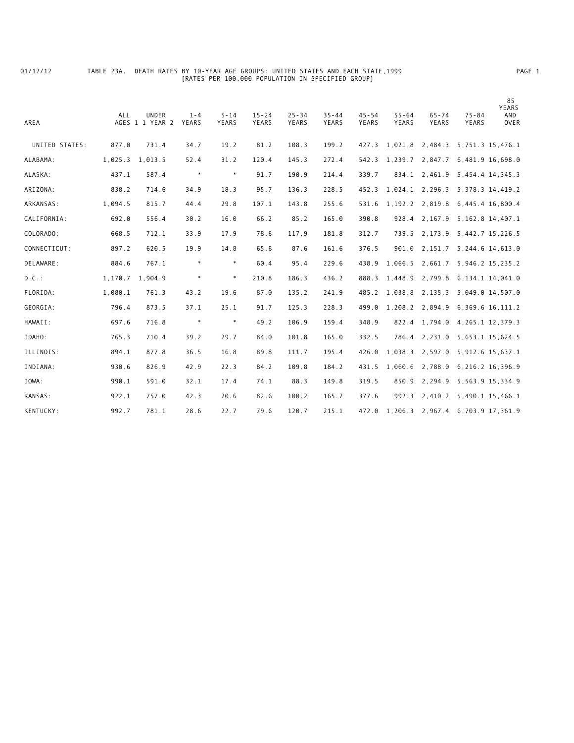01/12/12 TABLE 23A. DEATH RATES BY 10-YEAR AGE GROUPS: UNITED STATES AND EACH STATE,1999

[RATES PER 100,000 POPULATION IN SPECIFIED GROUP]

| AREA | ALL AGES 1 | UNDER 1 YEAR 2 | 1-4 YEARS | 5-14 YEARS | 15-24 YEARS | 25-34 YEARS | 35-44 YEARS | 45-54 YEARS | 55-64 YEARS | 65-74 YEARS | 75-84 YEARS | 85 YEARS AND OVER |
|---|---|---|---|---|---|---|---|---|---|---|---|---|
| UNITED STATES: | 877.0 | 731.4 | 34.7 | 19.2 | 81.2 | 108.3 | 199.2 | 427.3 | 1,021.8 | 2,484.3 | 5,751.3 | 15,476.1 |
| ALABAMA: | 1,025.3 | 1,013.5 | 52.4 | 31.2 | 120.4 | 145.3 | 272.4 | 542.3 | 1,239.7 | 2,847.7 | 6,481.9 | 16,698.0 |
| ALASKA: | 437.1 | 587.4 | * | * | 91.7 | 190.9 | 214.4 | 339.7 | 834.1 | 2,461.9 | 5,454.4 | 14,345.3 |
| ARIZONA: | 838.2 | 714.6 | 34.9 | 18.3 | 95.7 | 136.3 | 228.5 | 452.3 | 1,024.1 | 2,296.3 | 5,378.3 | 14,419.2 |
| ARKANSAS: | 1,094.5 | 815.7 | 44.4 | 29.8 | 107.1 | 143.8 | 255.6 | 531.6 | 1,192.2 | 2,819.8 | 6,445.4 | 16,800.4 |
| CALIFORNIA: | 692.0 | 556.4 | 30.2 | 16.0 | 66.2 | 85.2 | 165.0 | 390.8 | 928.4 | 2,167.9 | 5,162.8 | 14,407.1 |
| COLORADO: | 668.5 | 712.1 | 33.9 | 17.9 | 78.6 | 117.9 | 181.8 | 312.7 | 739.5 | 2,173.9 | 5,442.7 | 15,226.5 |
| CONNECTICUT: | 897.2 | 620.5 | 19.9 | 14.8 | 65.6 | 87.6 | 161.6 | 376.5 | 901.0 | 2,151.7 | 5,244.6 | 14,613.0 |
| DELAWARE: | 884.6 | 767.1 | * | * | 60.4 | 95.4 | 229.6 | 438.9 | 1,066.5 | 2,661.7 | 5,946.2 | 15,235.2 |
| D.C.: | 1,170.7 | 1,904.9 | * | * | 210.8 | 186.3 | 436.2 | 888.3 | 1,448.9 | 2,799.8 | 6,134.1 | 14,041.0 |
| FLORIDA: | 1,080.1 | 761.3 | 43.2 | 19.6 | 87.0 | 135.2 | 241.9 | 485.2 | 1,038.8 | 2,135.3 | 5,049.0 | 14,507.0 |
| GEORGIA: | 796.4 | 873.5 | 37.1 | 25.1 | 91.7 | 125.3 | 228.3 | 499.0 | 1,208.2 | 2,894.9 | 6,369.6 | 16,111.2 |
| HAWAII: | 697.6 | 716.8 | * | * | 49.2 | 106.9 | 159.4 | 348.9 | 822.4 | 1,794.0 | 4,265.1 | 12,379.3 |
| IDAHO: | 765.3 | 710.4 | 39.2 | 29.7 | 84.0 | 101.8 | 165.0 | 332.5 | 786.4 | 2,231.0 | 5,653.1 | 15,624.5 |
| ILLINOIS: | 894.1 | 877.8 | 36.5 | 16.8 | 89.8 | 111.7 | 195.4 | 426.0 | 1,038.3 | 2,597.0 | 5,912.6 | 15,637.1 |
| INDIANA: | 930.6 | 826.9 | 42.9 | 22.3 | 84.2 | 109.8 | 184.2 | 431.5 | 1,060.6 | 2,788.0 | 6,216.2 | 16,396.9 |
| IOWA: | 990.1 | 591.0 | 32.1 | 17.4 | 74.1 | 88.3 | 149.8 | 319.5 | 850.9 | 2,294.9 | 5,563.9 | 15,334.9 |
| KANSAS: | 922.1 | 757.0 | 42.3 | 20.6 | 82.6 | 100.2 | 165.7 | 377.6 | 992.3 | 2,410.2 | 5,490.1 | 15,466.1 |
| KENTUCKY: | 992.7 | 781.1 | 28.6 | 22.7 | 79.6 | 120.7 | 215.1 | 472.0 | 1,206.3 | 2,967.4 | 6,703.9 | 17,361.9 |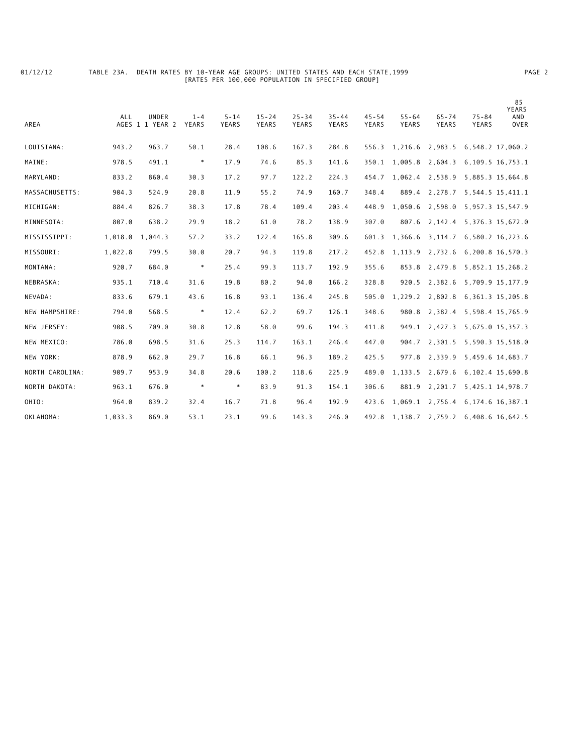# TABLE 23A. DEATH RATES BY 10-YEAR AGE GROUPS: UNITED STATES AND EACH STATE,1999

[RATES PER 100,000 POPULATION IN SPECIFIED GROUP]

| AREA | ALL AGES 1 | UNDER 1 YEAR 2 | 1-4 YEARS | 5-14 YEARS | 15-24 YEARS | 25-34 YEARS | 35-44 YEARS | 45-54 YEARS | 55-64 YEARS | 65-74 YEARS | 75-84 YEARS | 85 YEARS AND OVER |
|---|---|---|---|---|---|---|---|---|---|---|---|---|
| LOUISIANA: | 943.2 | 963.7 | 50.1 | 28.4 | 108.6 | 167.3 | 284.8 | 556.3 | 1,216.6 | 2,983.5 | 6,548.2 | 17,060.2 |
| MAINE: | 978.5 | 491.1 | * | 17.9 | 74.6 | 85.3 | 141.6 | 350.1 | 1,005.8 | 2,604.3 | 6,109.5 | 16,753.1 |
| MARYLAND: | 833.2 | 860.4 | 30.3 | 17.2 | 97.7 | 122.2 | 224.3 | 454.7 | 1,062.4 | 2,538.9 | 5,885.3 | 15,664.8 |
| MASSACHUSETTS: | 904.3 | 524.9 | 20.8 | 11.9 | 55.2 | 74.9 | 160.7 | 348.4 | 889.4 | 2,278.7 | 5,544.5 | 15,411.1 |
| MICHIGAN: | 884.4 | 826.7 | 38.3 | 17.8 | 78.4 | 109.4 | 203.4 | 448.9 | 1,050.6 | 2,598.0 | 5,957.3 | 15,547.9 |
| MINNESOTA: | 807.0 | 638.2 | 29.9 | 18.2 | 61.0 | 78.2 | 138.9 | 307.0 | 807.6 | 2,142.4 | 5,376.3 | 15,672.0 |
| MISSISSIPPI: | 1,018.0 | 1,044.3 | 57.2 | 33.2 | 122.4 | 165.8 | 309.6 | 601.3 | 1,366.6 | 3,114.7 | 6,580.2 | 16,223.6 |
| MISSOURI: | 1,022.8 | 799.5 | 30.0 | 20.7 | 94.3 | 119.8 | 217.2 | 452.8 | 1,113.9 | 2,732.6 | 6,200.8 | 16,570.3 |
| MONTANA: | 920.7 | 684.0 | * | 25.4 | 99.3 | 113.7 | 192.9 | 355.6 | 853.8 | 2,479.8 | 5,852.1 | 15,268.2 |
| NEBRASKA: | 935.1 | 710.4 | 31.6 | 19.8 | 80.2 | 94.0 | 166.2 | 328.8 | 920.5 | 2,382.6 | 5,709.9 | 15,177.9 |
| NEVADA: | 833.6 | 679.1 | 43.6 | 16.8 | 93.1 | 136.4 | 245.8 | 505.0 | 1,229.2 | 2,802.8 | 6,361.3 | 15,205.8 |
| NEW HAMPSHIRE: | 794.0 | 568.5 | * | 12.4 | 62.2 | 69.7 | 126.1 | 348.6 | 980.8 | 2,382.4 | 5,598.4 | 15,765.9 |
| NEW JERSEY: | 908.5 | 709.0 | 30.8 | 12.8 | 58.0 | 99.6 | 194.3 | 411.8 | 949.1 | 2,427.3 | 5,675.0 | 15,357.3 |
| NEW MEXICO: | 786.0 | 698.5 | 31.6 | 25.3 | 114.7 | 163.1 | 246.4 | 447.0 | 904.7 | 2,301.5 | 5,590.3 | 15,518.0 |
| NEW YORK: | 878.9 | 662.0 | 29.7 | 16.8 | 66.1 | 96.3 | 189.2 | 425.5 | 977.8 | 2,339.9 | 5,459.6 | 14,683.7 |
| NORTH CAROLINA: | 909.7 | 953.9 | 34.8 | 20.6 | 100.2 | 118.6 | 225.9 | 489.0 | 1,133.5 | 2,679.6 | 6,102.4 | 15,690.8 |
| NORTH DAKOTA: | 963.1 | 676.0 | * | * | 83.9 | 91.3 | 154.1 | 306.6 | 881.9 | 2,201.7 | 5,425.1 | 14,978.7 |
| OHIO: | 964.0 | 839.2 | 32.4 | 16.7 | 71.8 | 96.4 | 192.9 | 423.6 | 1,069.1 | 2,756.4 | 6,174.6 | 16,387.1 |
| OKLAHOMA: | 1,033.3 | 869.0 | 53.1 | 23.1 | 99.6 | 143.3 | 246.0 | 492.8 | 1,138.7 | 2,759.2 | 6,408.6 | 16,642.5 |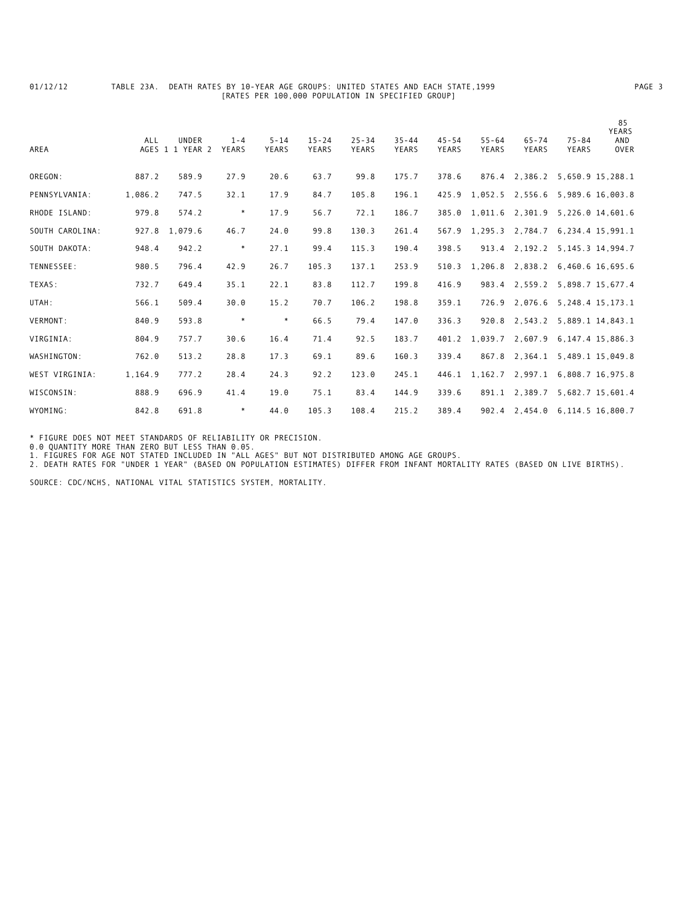TABLE 23A. DEATH RATES BY 10-YEAR AGE GROUPS: UNITED STATES AND EACH STATE,1999
[RATES PER 100,000 POPULATION IN SPECIFIED GROUP]

| AREA | ALL AGES 1 | UNDER 1 YEAR 2 | 1-4 YEARS | 5-14 YEARS | 15-24 YEARS | 25-34 YEARS | 35-44 YEARS | 45-54 YEARS | 55-64 YEARS | 65-74 YEARS | 75-84 YEARS | 85 YEARS AND OVER |
|---|---|---|---|---|---|---|---|---|---|---|---|---|
| OREGON: | 887.2 | 589.9 | 27.9 | 20.6 | 63.7 | 99.8 | 175.7 | 378.6 | 876.4 | 2,386.2 | 5,650.9 | 15,288.1 |
| PENNSYLVANIA: | 1,086.2 | 747.5 | 32.1 | 17.9 | 84.7 | 105.8 | 196.1 | 425.9 | 1,052.5 | 2,556.6 | 5,989.6 | 16,003.8 |
| RHODE ISLAND: | 979.8 | 574.2 | * | 17.9 | 56.7 | 72.1 | 186.7 | 385.0 | 1,011.6 | 2,301.9 | 5,226.0 | 14,601.6 |
| SOUTH CAROLINA: | 927.8 | 1,079.6 | 46.7 | 24.0 | 99.8 | 130.3 | 261.4 | 567.9 | 1,295.3 | 2,784.7 | 6,234.4 | 15,991.1 |
| SOUTH DAKOTA: | 948.4 | 942.2 | * | 27.1 | 99.4 | 115.3 | 190.4 | 398.5 | 913.4 | 2,192.2 | 5,145.3 | 14,994.7 |
| TENNESSEE: | 980.5 | 796.4 | 42.9 | 26.7 | 105.3 | 137.1 | 253.9 | 510.3 | 1,206.8 | 2,838.2 | 6,460.6 | 16,695.6 |
| TEXAS: | 732.7 | 649.4 | 35.1 | 22.1 | 83.8 | 112.7 | 199.8 | 416.9 | 983.4 | 2,559.2 | 5,898.7 | 15,677.4 |
| UTAH: | 566.1 | 509.4 | 30.0 | 15.2 | 70.7 | 106.2 | 198.8 | 359.1 | 726.9 | 2,076.6 | 5,248.4 | 15,173.1 |
| VERMONT: | 840.9 | 593.8 | * | * | 66.5 | 79.4 | 147.0 | 336.3 | 920.8 | 2,543.2 | 5,889.1 | 14,843.1 |
| VIRGINIA: | 804.9 | 757.7 | 30.6 | 16.4 | 71.4 | 92.5 | 183.7 | 401.2 | 1,039.7 | 2,607.9 | 6,147.4 | 15,886.3 |
| WASHINGTON: | 762.0 | 513.2 | 28.8 | 17.3 | 69.1 | 89.6 | 160.3 | 339.4 | 867.8 | 2,364.1 | 5,489.1 | 15,049.8 |
| WEST VIRGINIA: | 1,164.9 | 777.2 | 28.4 | 24.3 | 92.2 | 123.0 | 245.1 | 446.1 | 1,162.7 | 2,997.1 | 6,808.7 | 16,975.8 |
| WISCONSIN: | 888.9 | 696.9 | 41.4 | 19.0 | 75.1 | 83.4 | 144.9 | 339.6 | 891.1 | 2,389.7 | 5,682.7 | 15,601.4 |
| WYOMING: | 842.8 | 691.8 | * | 44.0 | 105.3 | 108.4 | 215.2 | 389.4 | 902.4 | 2,454.0 | 6,114.5 | 16,800.7 |

* FIGURE DOES NOT MEET STANDARDS OF RELIABILITY OR PRECISION.
0.0 QUANTITY MORE THAN ZERO BUT LESS THAN 0.05.
1. FIGURES FOR AGE NOT STATED INCLUDED IN "ALL AGES" BUT NOT DISTRIBUTED AMONG AGE GROUPS.
2. DEATH RATES FOR "UNDER 1 YEAR" (BASED ON POPULATION ESTIMATES) DIFFER FROM INFANT MORTALITY RATES (BASED ON LIVE BIRTHS).

SOURCE: CDC/NCHS, NATIONAL VITAL STATISTICS SYSTEM, MORTALITY.